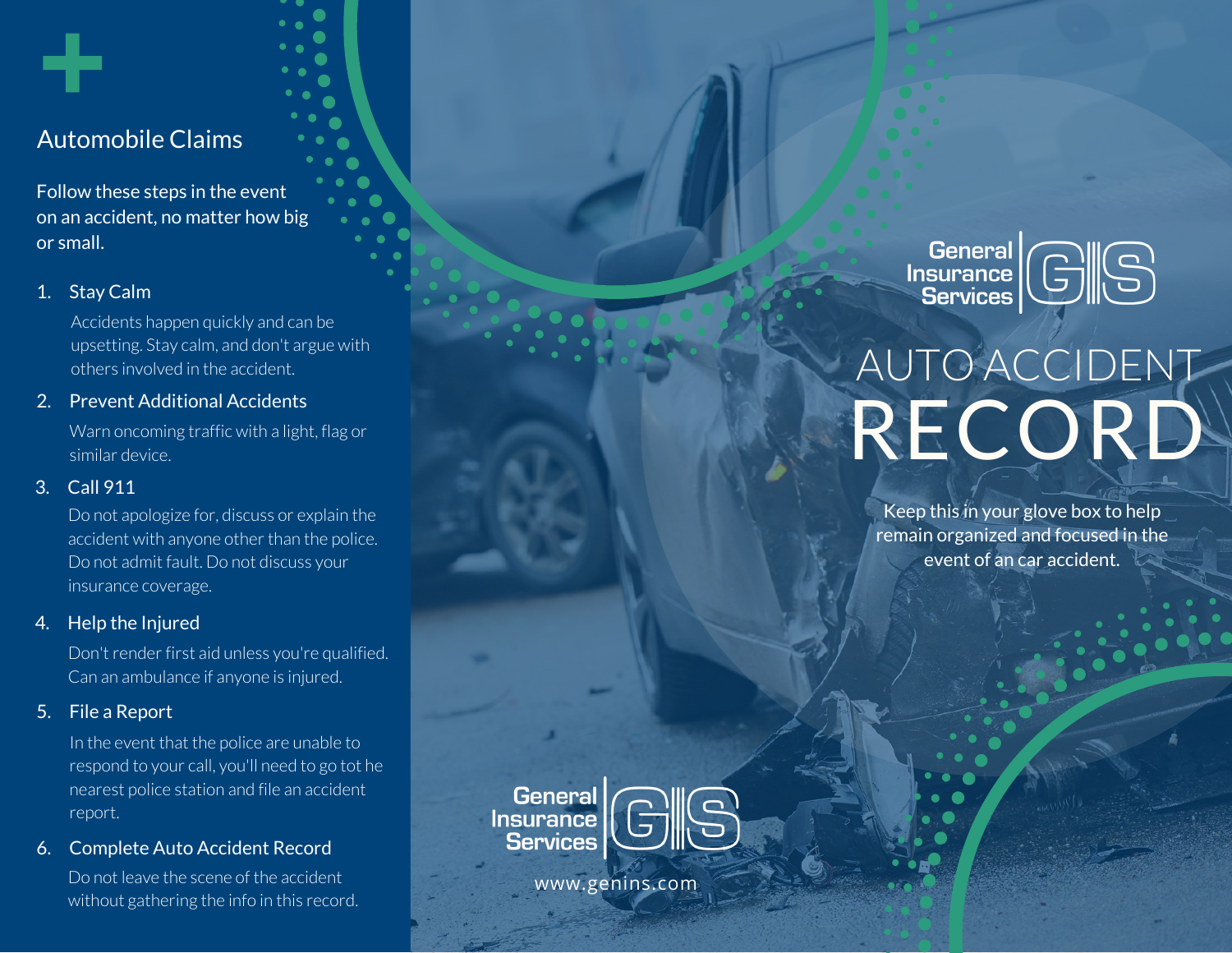## Automobile Claims

Follow these steps in the event on an accident, no matter how big or small.

1. **Stay Calm**

   Accidents happen quickly and can be upsetting. Stay calm, and don't argue with others involved in the accident.

2. **Prevent Additional Accidents**

   Warn oncoming traffic with a light, flag or similar device.

3. **Call 911**

   Do not apologize for, discuss or explain the accident with anyone other than the police. Do not admit fault. Do not discuss your insurance coverage.

4. **Help the Injured**

   Don't render first aid unless you're qualified. Can an ambulance if anyone is injured.

5. **File a Report**

   In the event that the police are unable to respond to your call, you'll need to go tot he nearest police station and file an accident report.

6. **Complete Auto Accident Record**

   Do not leave the scene of the accident without gathering the info in this record.

General Insurance Services GIS

www.genins.com

General Insurance Services GIS

# AUTO ACCIDENT RECORD

Keep this in your glove box to help remain organized and focused in the event of an car accident.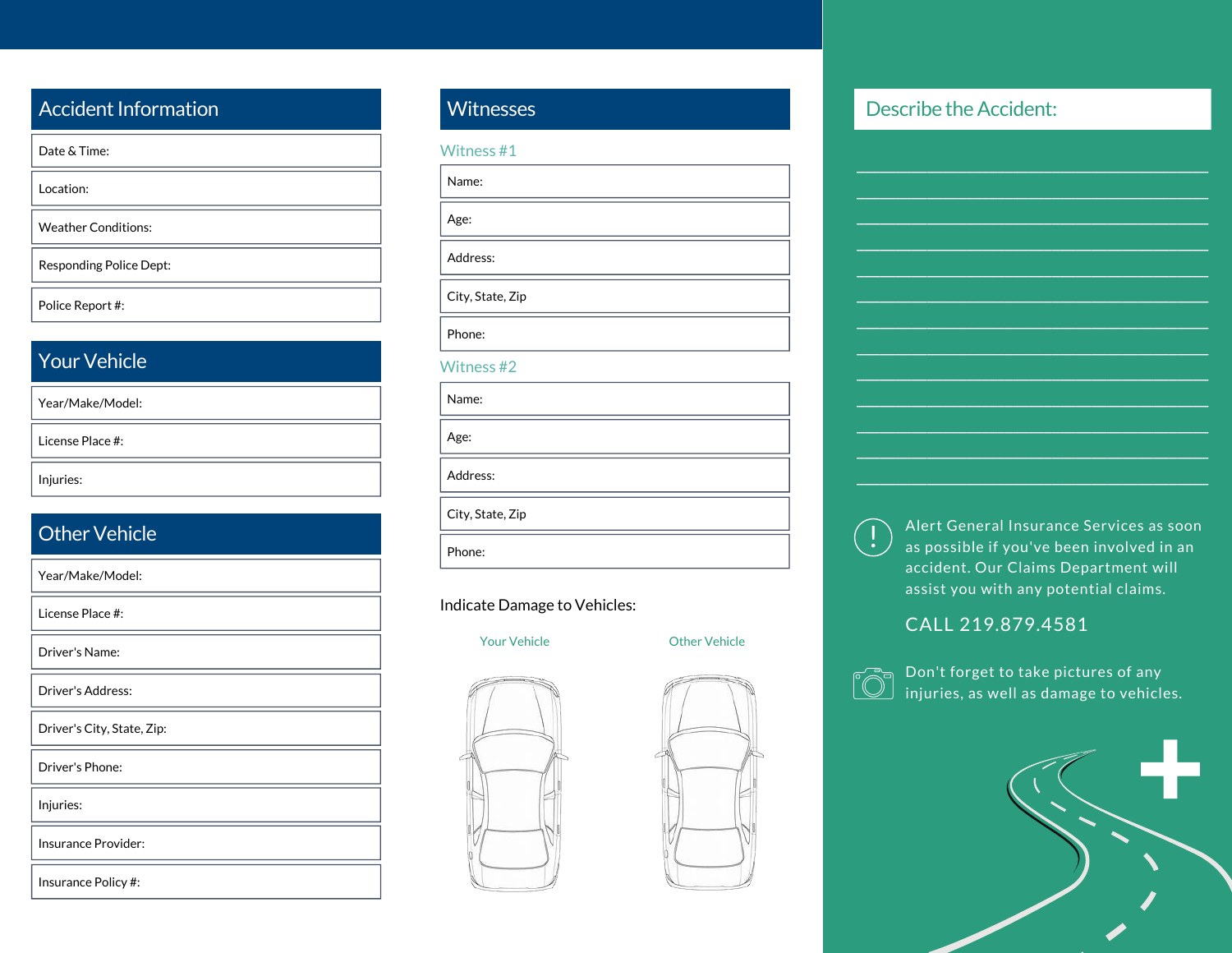## Accident Information

Date & Time:

Location:

Weather Conditions:

Responding Police Dept:

Police Report #:

## Your Vehicle

Year/Make/Model:

License Place #:

Injuries:

## Other Vehicle

Year/Make/Model:

License Place #:

Driver's Name:

Driver's Address:

Driver's City, State, Zip:

Driver's Phone:

Injuries:

Insurance Provider:

Insurance Policy #:

## Witnesses

### Witness #1

Name:

Age:

Address:

City, State, Zip

Phone:

### Witness #2

Name:

Age:

Address:

City, State, Zip

Phone:

Indicate Damage to Vehicles:

Your Vehicle

Other Vehicle

## Describe the Accident:

_____________________________________________

_____________________________________________

_____________________________________________

_____________________________________________

_____________________________________________

_____________________________________________

_____________________________________________

_____________________________________________

_____________________________________________

_____________________________________________

_____________________________________________

_____________________________________________

_____________________________________________

Alert General Insurance Services as soon as possible if you've been involved in an accident. Our Claims Department will assist you with any potential claims.

CALL 219.879.4581

Don't forget to take pictures of any injuries, as well as damage to vehicles.